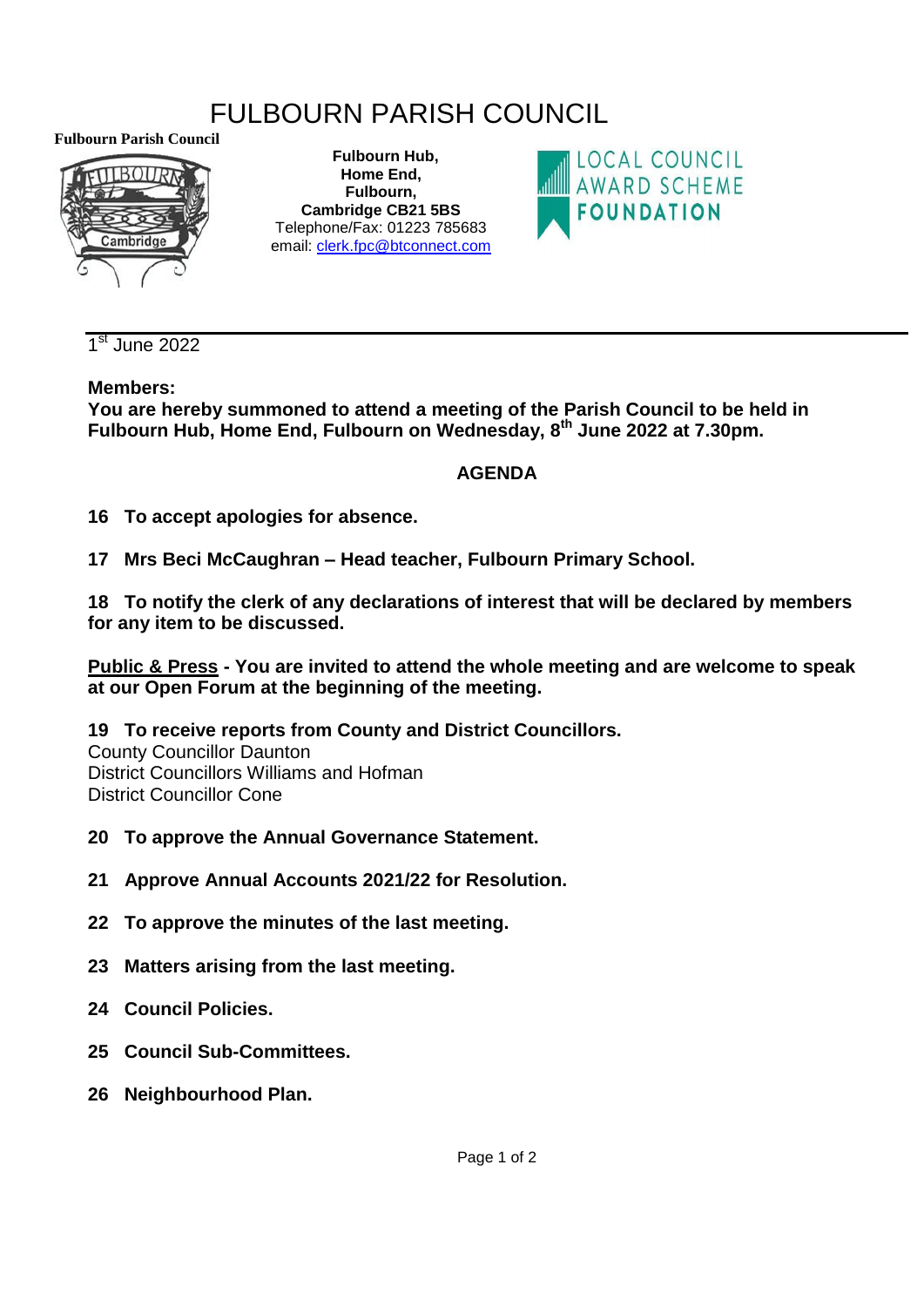# FULBOURN PARISH COUNCIL

**Fulbourn Parish Council**

**Fulbourn Hub,**
**Home End,**
**Fulbourn,**
**Cambridge CB21 5BS**
Telephone/Fax: 01223 785683
email: clerk.fpc@btconnect.com

LOCAL COUNCIL AWARD SCHEME FOUNDATION

1st June 2022

**Members:**
**You are hereby summoned to attend a meeting of the Parish Council to be held in Fulbourn Hub, Home End, Fulbourn on Wednesday, 8th June 2022 at 7.30pm.**

## AGENDA

**16 To accept apologies for absence.**

**17 Mrs Beci McCaughran – Head teacher, Fulbourn Primary School.**

**18 To notify the clerk of any declarations of interest that will be declared by members for any item to be discussed.**

**Public & Press - You are invited to attend the whole meeting and are welcome to speak at our Open Forum at the beginning of the meeting.**

**19 To receive reports from County and District Councillors.**
County Councillor Daunton
District Councillors Williams and Hofman
District Councillor Cone

**20 To approve the Annual Governance Statement.**

**21 Approve Annual Accounts 2021/22 for Resolution.**

**22 To approve the minutes of the last meeting.**

**23 Matters arising from the last meeting.**

**24 Council Policies.**

**25 Council Sub-Committees.**

**26 Neighbourhood Plan.**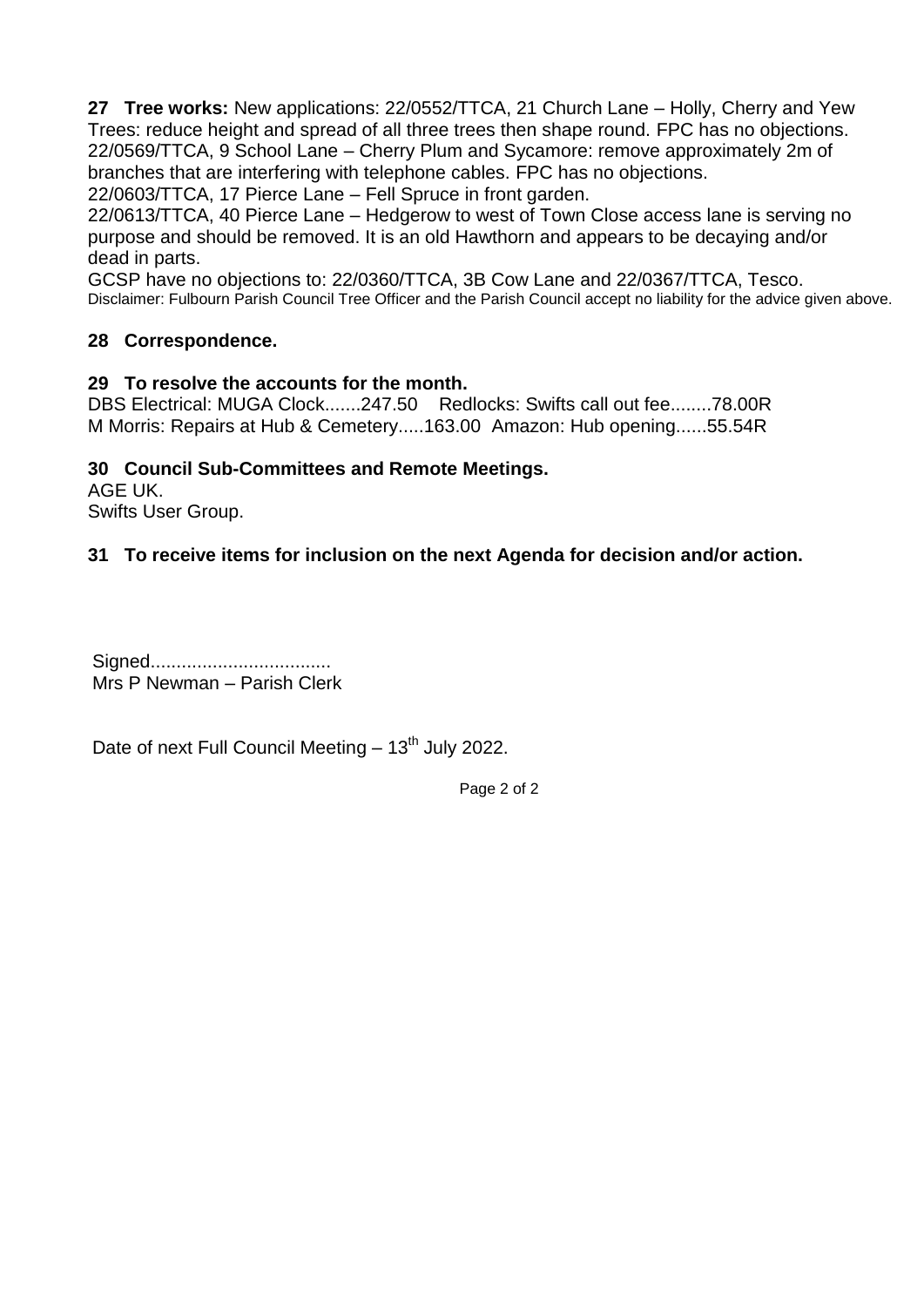**27 Tree works:** New applications: 22/0552/TTCA, 21 Church Lane – Holly, Cherry and Yew Trees: reduce height and spread of all three trees then shape round. FPC has no objections. 22/0569/TTCA, 9 School Lane – Cherry Plum and Sycamore: remove approximately 2m of branches that are interfering with telephone cables. FPC has no objections.
22/0603/TTCA, 17 Pierce Lane – Fell Spruce in front garden.
22/0613/TTCA, 40 Pierce Lane – Hedgerow to west of Town Close access lane is serving no purpose and should be removed. It is an old Hawthorn and appears to be decaying and/or dead in parts.
GCSP have no objections to: 22/0360/TTCA, 3B Cow Lane and 22/0367/TTCA, Tesco.
Disclaimer: Fulbourn Parish Council Tree Officer and the Parish Council accept no liability for the advice given above.

**28 Correspondence.**

**29 To resolve the accounts for the month.**
DBS Electrical: MUGA Clock.......247.50 Redlocks: Swifts call out fee........78.00R
M Morris: Repairs at Hub & Cemetery.....163.00 Amazon: Hub opening......55.54R

**30 Council Sub-Committees and Remote Meetings.**
AGE UK.
Swifts User Group.

**31 To receive items for inclusion on the next Agenda for decision and/or action.**

Signed..................................
Mrs P Newman – Parish Clerk

Date of next Full Council Meeting – 13th July 2022.